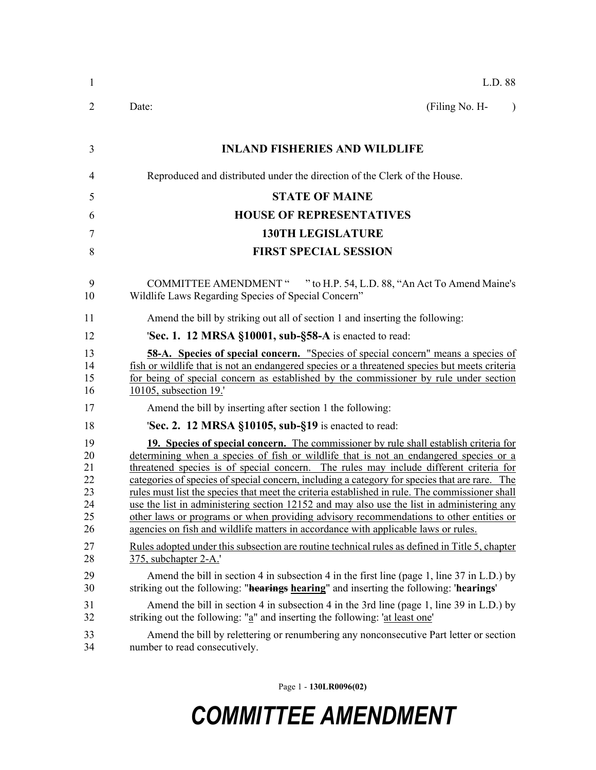L.D. 88

Date: (Filing No. H- )

**INLAND FISHERIES AND WILDLIFE**

Reproduced and distributed under the direction of the Clerk of the House.

**STATE OF MAINE**

**HOUSE OF REPRESENTATIVES**

**130TH LEGISLATURE**

**FIRST SPECIAL SESSION**

COMMITTEE AMENDMENT " " to H.P. 54, L.D. 88, "An Act To Amend Maine's Wildlife Laws Regarding Species of Special Concern"

Amend the bill by striking out all of section 1 and inserting the following:

'**Sec. 1. 12 MRSA §10001, sub-§58-A** is enacted to read:

**58-A. Species of special concern.** "Species of special concern" means a species of fish or wildlife that is not an endangered species or a threatened species but meets criteria for being of special concern as established by the commissioner by rule under section 10105, subsection 19.'

Amend the bill by inserting after section 1 the following:

'**Sec. 2. 12 MRSA §10105, sub-§19** is enacted to read:

**19. Species of special concern.** The commissioner by rule shall establish criteria for determining when a species of fish or wildlife that is not an endangered species or a threatened species is of special concern. The rules may include different criteria for categories of species of special concern, including a category for species that are rare. The rules must list the species that meet the criteria established in rule. The commissioner shall use the list in administering section 12152 and may also use the list in administering any other laws or programs or when providing advisory recommendations to other entities or agencies on fish and wildlife matters in accordance with applicable laws or rules.

Rules adopted under this subsection are routine technical rules as defined in Title 5, chapter 375, subchapter 2-A.'

Amend the bill in section 4 in subsection 4 in the first line (page 1, line 37 in L.D.) by striking out the following: "~~**hearings**~~ **hearing**" and inserting the following: '**hearings**'

Amend the bill in section 4 in subsection 4 in the 3rd line (page 1, line 39 in L.D.) by striking out the following: "a" and inserting the following: 'at least one'

Amend the bill by relettering or renumbering any nonconsecutive Part letter or section number to read consecutively.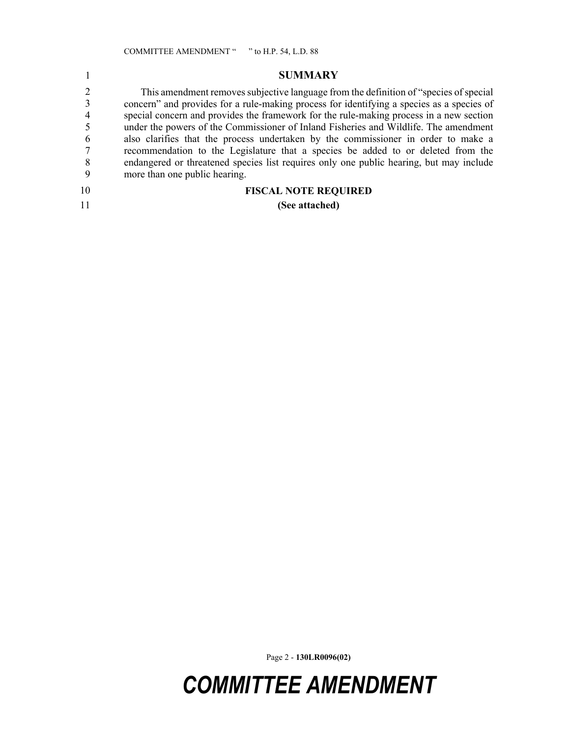## SUMMARY

This amendment removes subjective language from the definition of "species of special concern" and provides for a rule-making process for identifying a species as a species of special concern and provides the framework for the rule-making process in a new section under the powers of the Commissioner of Inland Fisheries and Wildlife. The amendment also clarifies that the process undertaken by the commissioner in order to make a recommendation to the Legislature that a species be added to or deleted from the endangered or threatened species list requires only one public hearing, but may include more than one public hearing.

**FISCAL NOTE REQUIRED**

**(See attached)**